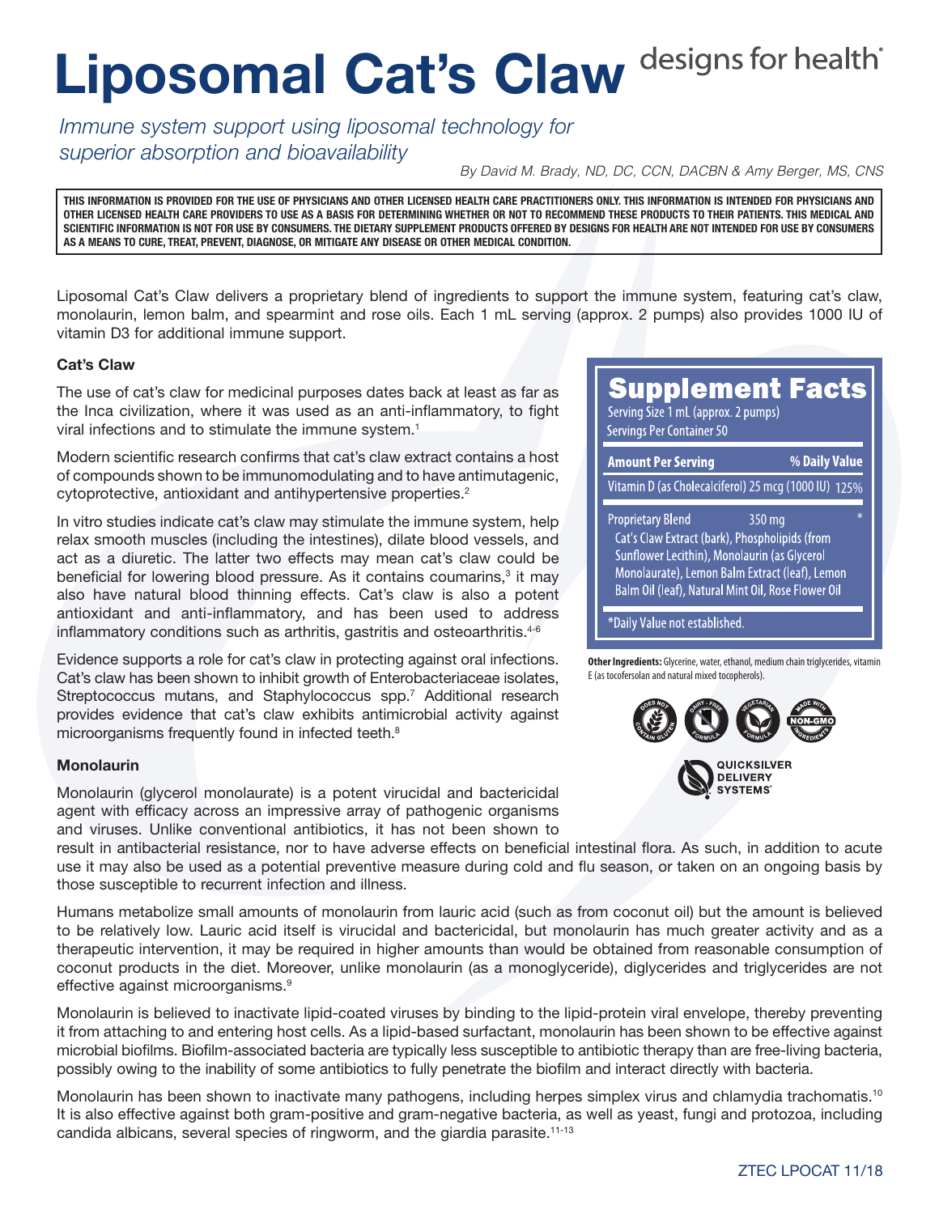# Liposomal Cat's Claw

designs for health®

*Immune system support using liposomal technology for superior absorption and bioavailability*

*By David M. Brady, ND, DC, CCN, DACBN & Amy Berger, MS, CNS*

**THIS INFORMATION IS PROVIDED FOR THE USE OF PHYSICIANS AND OTHER LICENSED HEALTH CARE PRACTITIONERS ONLY. THIS INFORMATION IS INTENDED FOR PHYSICIANS AND OTHER LICENSED HEALTH CARE PROVIDERS TO USE AS A BASIS FOR DETERMINING WHETHER OR NOT TO RECOMMEND THESE PRODUCTS TO THEIR PATIENTS. THIS MEDICAL AND SCIENTIFIC INFORMATION IS NOT FOR USE BY CONSUMERS. THE DIETARY SUPPLEMENT PRODUCTS OFFERED BY DESIGNS FOR HEALTH ARE NOT INTENDED FOR USE BY CONSUMERS AS A MEANS TO CURE, TREAT, PREVENT, DIAGNOSE, OR MITIGATE ANY DISEASE OR OTHER MEDICAL CONDITION.**

Liposomal Cat's Claw delivers a proprietary blend of ingredients to support the immune system, featuring cat's claw, monolaurin, lemon balm, and spearmint and rose oils. Each 1 mL serving (approx. 2 pumps) also provides 1000 IU of vitamin D3 for additional immune support.

## Supplement Facts

Serving Size 1 mL (approx. 2 pumps)
Servings Per Container 50

| Amount Per Serving | | % Daily Value |
|---|---|---|
| Vitamin D (as Cholecalciferol) 25 mcg (1000 IU) | | 125% |
| Proprietary Blend | 350 mg | * |
| Cat's Claw Extract (bark), Phospholipids (from Sunflower Lecithin), Monolaurin (as Glycerol Monolaurate), Lemon Balm Extract (leaf), Lemon Balm Oil (leaf), Natural Mint Oil, Rose Flower Oil | | |

*Daily Value not established.

**Other Ingredients:** Glycerine, water, ethanol, medium chain triglycerides, vitamin E (as tocofersolan and natural mixed tocopherols).

DOES NOT CONTAIN GLUTEN · DAIRY-FREE FORMULA · VEGETARIAN FORMULA · MADE WITH NON-GMO INGREDIENTS

QUICKSILVER DELIVERY SYSTEMS®

### Cat's Claw

The use of cat's claw for medicinal purposes dates back at least as far as the Inca civilization, where it was used as an anti-inflammatory, to fight viral infections and to stimulate the immune system.[1]

Modern scientific research confirms that cat's claw extract contains a host of compounds shown to be immunomodulating and to have antimutagenic, cytoprotective, antioxidant and antihypertensive properties.[2]

In vitro studies indicate cat's claw may stimulate the immune system, help relax smooth muscles (including the intestines), dilate blood vessels, and act as a diuretic. The latter two effects may mean cat's claw could be beneficial for lowering blood pressure. As it contains coumarins,[3] it may also have natural blood thinning effects. Cat's claw is also a potent antioxidant and anti-inflammatory, and has been used to address inflammatory conditions such as arthritis, gastritis and osteoarthritis.[4-6]

Evidence supports a role for cat's claw in protecting against oral infections. Cat's claw has been shown to inhibit growth of Enterobacteriaceae isolates, Streptococcus mutans, and Staphylococcus spp.[7] Additional research provides evidence that cat's claw exhibits antimicrobial activity against microorganisms frequently found in infected teeth.[8]

### Monolaurin

Monolaurin (glycerol monolaurate) is a potent virucidal and bactericidal agent with efficacy across an impressive array of pathogenic organisms and viruses. Unlike conventional antibiotics, it has not been shown to result in antibacterial resistance, nor to have adverse effects on beneficial intestinal flora. As such, in addition to acute use it may also be used as a potential preventive measure during cold and flu season, or taken on an ongoing basis by those susceptible to recurrent infection and illness.

Humans metabolize small amounts of monolaurin from lauric acid (such as from coconut oil) but the amount is believed to be relatively low. Lauric acid itself is virucidal and bactericidal, but monolaurin has much greater activity and as a therapeutic intervention, it may be required in higher amounts than would be obtained from reasonable consumption of coconut products in the diet. Moreover, unlike monolaurin (as a monoglyceride), diglycerides and triglycerides are not effective against microorganisms.[9]

Monolaurin is believed to inactivate lipid-coated viruses by binding to the lipid-protein viral envelope, thereby preventing it from attaching to and entering host cells. As a lipid-based surfactant, monolaurin has been shown to be effective against microbial biofilms. Biofilm-associated bacteria are typically less susceptible to antibiotic therapy than are free-living bacteria, possibly owing to the inability of some antibiotics to fully penetrate the biofilm and interact directly with bacteria.

Monolaurin has been shown to inactivate many pathogens, including herpes simplex virus and chlamydia trachomatis.[10] It is also effective against both gram-positive and gram-negative bacteria, as well as yeast, fungi and protozoa, including candida albicans, several species of ringworm, and the giardia parasite.[11-13]

ZTEC LPOCAT 11/18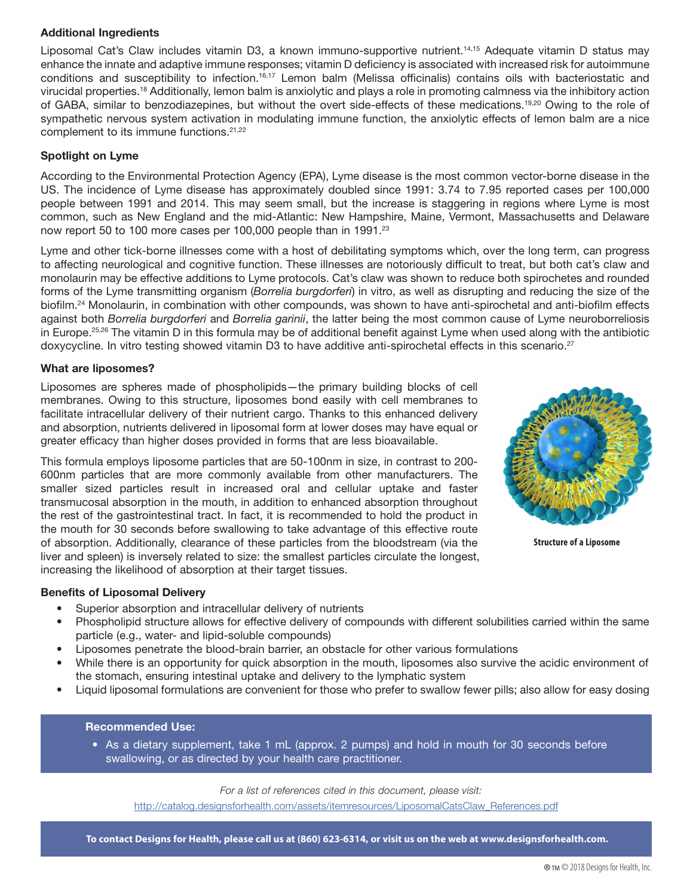### Additional Ingredients

Liposomal Cat's Claw includes vitamin D3, a known immuno-supportive nutrient.[14,15] Adequate vitamin D status may enhance the innate and adaptive immune responses; vitamin D deficiency is associated with increased risk for autoimmune conditions and susceptibility to infection.[16,17] Lemon balm (Melissa officinalis) contains oils with bacteriostatic and virucidal properties.[18] Additionally, lemon balm is anxiolytic and plays a role in promoting calmness via the inhibitory action of GABA, similar to benzodiazepines, but without the overt side-effects of these medications.[19,20] Owing to the role of sympathetic nervous system activation in modulating immune function, the anxiolytic effects of lemon balm are a nice complement to its immune functions.[21,22]

### Spotlight on Lyme

According to the Environmental Protection Agency (EPA), Lyme disease is the most common vector-borne disease in the US. The incidence of Lyme disease has approximately doubled since 1991: 3.74 to 7.95 reported cases per 100,000 people between 1991 and 2014. This may seem small, but the increase is staggering in regions where Lyme is most common, such as New England and the mid-Atlantic: New Hampshire, Maine, Vermont, Massachusetts and Delaware now report 50 to 100 more cases per 100,000 people than in 1991.[23]

Lyme and other tick-borne illnesses come with a host of debilitating symptoms which, over the long term, can progress to affecting neurological and cognitive function. These illnesses are notoriously difficult to treat, but both cat's claw and monolaurin may be effective additions to Lyme protocols. Cat's claw was shown to reduce both spirochetes and rounded forms of the Lyme transmitting organism (*Borrelia burgdorferi*) in vitro, as well as disrupting and reducing the size of the biofilm.[24] Monolaurin, in combination with other compounds, was shown to have anti-spirochetal and anti-biofilm effects against both *Borrelia burgdorferi* and *Borrelia garinii*, the latter being the most common cause of Lyme neuroborreliosis in Europe.[25,26] The vitamin D in this formula may be of additional benefit against Lyme when used along with the antibiotic doxycycline. In vitro testing showed vitamin D3 to have additive anti-spirochetal effects in this scenario.[27]

### What are liposomes?

Liposomes are spheres made of phospholipids—the primary building blocks of cell membranes. Owing to this structure, liposomes bond easily with cell membranes to facilitate intracellular delivery of their nutrient cargo. Thanks to this enhanced delivery and absorption, nutrients delivered in liposomal form at lower doses may have equal or greater efficacy than higher doses provided in forms that are less bioavailable.

This formula employs liposome particles that are 50-100nm in size, in contrast to 200-600nm particles that are more commonly available from other manufacturers. The smaller sized particles result in increased oral and cellular uptake and faster transmucosal absorption in the mouth, in addition to enhanced absorption throughout the rest of the gastrointestinal tract. In fact, it is recommended to hold the product in the mouth for 30 seconds before swallowing to take advantage of this effective route of absorption. Additionally, clearance of these particles from the bloodstream (via the liver and spleen) is inversely related to size: the smallest particles circulate the longest, increasing the likelihood of absorption at their target tissues.

**Structure of a Liposome**

### Benefits of Liposomal Delivery

- Superior absorption and intracellular delivery of nutrients
- Phospholipid structure allows for effective delivery of compounds with different solubilities carried within the same particle (e.g., water- and lipid-soluble compounds)
- Liposomes penetrate the blood-brain barrier, an obstacle for other various formulations
- While there is an opportunity for quick absorption in the mouth, liposomes also survive the acidic environment of the stomach, ensuring intestinal uptake and delivery to the lymphatic system
- Liquid liposomal formulations are convenient for those who prefer to swallow fewer pills; also allow for easy dosing

### Recommended Use:

- As a dietary supplement, take 1 mL (approx. 2 pumps) and hold in mouth for 30 seconds before swallowing, or as directed by your health care practitioner.

*For a list of references cited in this document, please visit:*

http://catalog.designsforhealth.com/assets/itemresources/LiposomalCatsClaw_References.pdf

**To contact Designs for Health, please call us at (860) 623-6314, or visit us on the web at www.designsforhealth.com.**

®™ © 2018 Designs for Health, Inc.